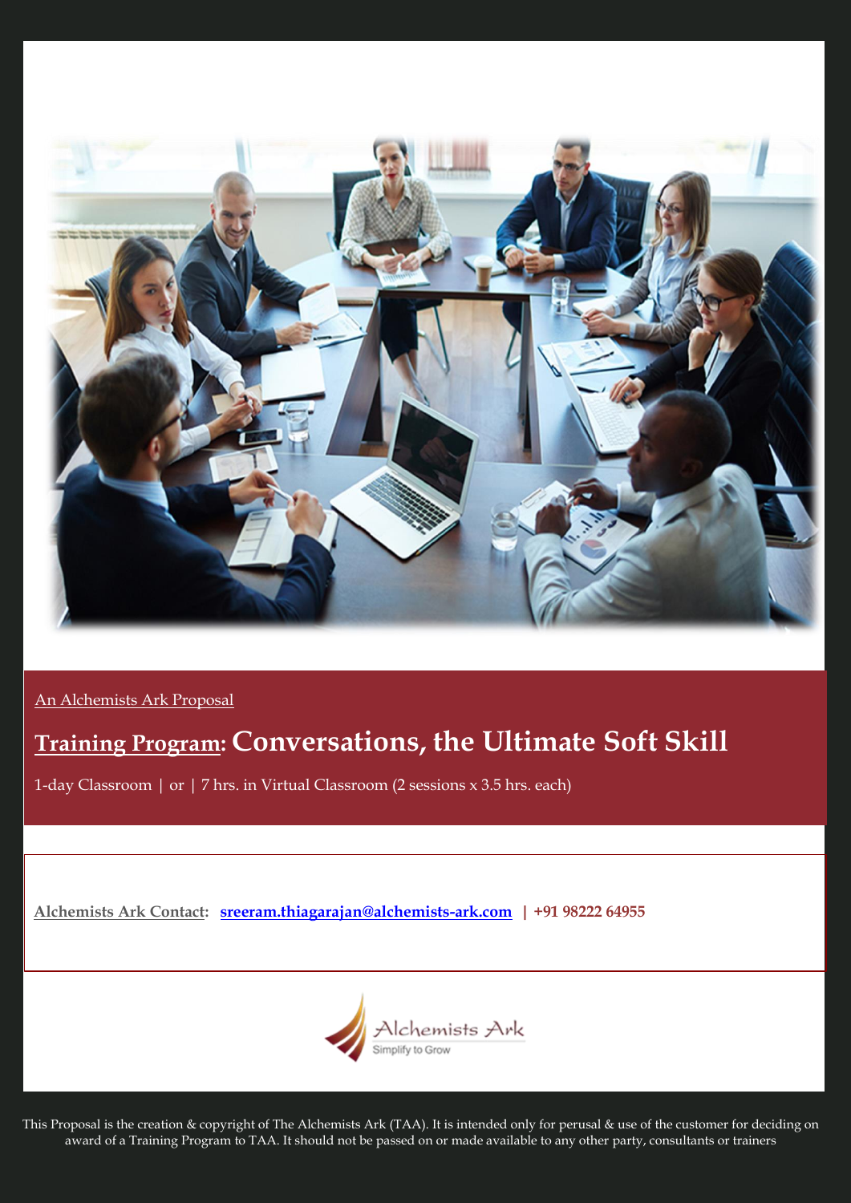An Alchemists Ark Proposal

# Training Program: Conversations, the Ultimate Soft Skill

1-day Classroom | or | 7 hrs. in Virtual Classroom (2 sessions x 3.5 hrs. each)

**Alchemists Ark Contact:** **sreeram.thiagarajan@alchemists-ark.com | +91 98222 64955**

Alchemists Ark
Simplify to Grow

This Proposal is the creation & copyright of The Alchemists Ark (TAA). It is intended only for perusal & use of the customer for deciding on award of a Training Program to TAA. It should not be passed on or made available to any other party, consultants or trainers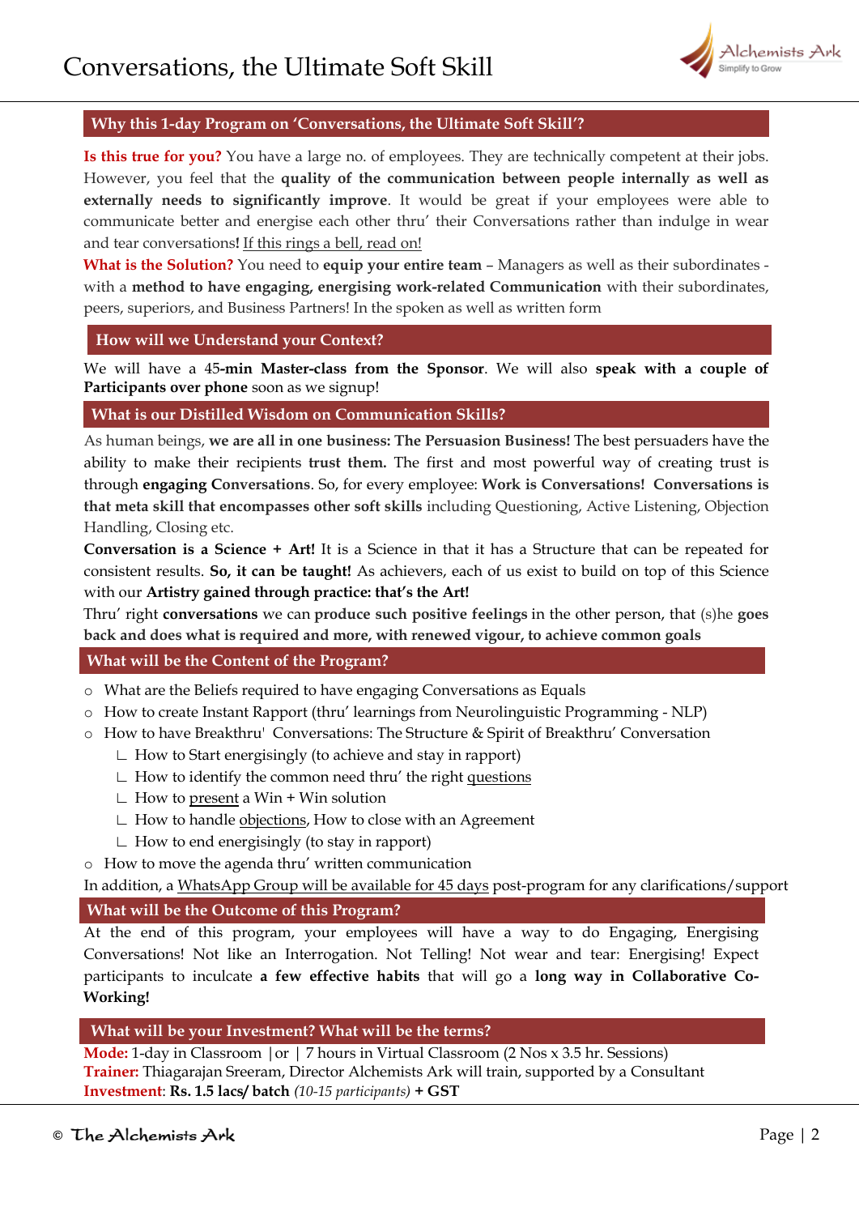# Conversations, the Ultimate Soft Skill

## Why this 1-day Program on 'Conversations, the Ultimate Soft Skill'?

**Is this true for you?** You have a large no. of employees. They are technically competent at their jobs. However, you feel that the **quality of the communication between people internally as well as externally needs to significantly improve**. It would be great if your employees were able to communicate better and energise each other thru' their Conversations rather than indulge in wear and tear conversations! If this rings a bell, read on!

**What is the Solution?** You need to **equip your entire team** – Managers as well as their subordinates - with a **method to have engaging, energising work-related Communication** with their subordinates, peers, superiors, and Business Partners! In the spoken as well as written form

## How will we Understand your Context?

We will have a 45**-min Master-class from the Sponsor**. We will also **speak with a couple of Participants over phone** soon as we signup!

## What is our Distilled Wisdom on Communication Skills?

As human beings, **we are all in one business: The Persuasion Business!** The best persuaders have the ability to make their recipients **trust them.** The first and most powerful way of creating trust is through **engaging Conversations**. So, for every employee: **Work is Conversations! Conversations is that meta skill that encompasses other soft skills** including Questioning, Active Listening, Objection Handling, Closing etc.

**Conversation is a Science + Art!** It is a Science in that it has a Structure that can be repeated for consistent results. **So, it can be taught!** As achievers, each of us exist to build on top of this Science with our **Artistry gained through practice: that's the Art!**

Thru' right **conversations** we can **produce such positive feelings** in the other person, that (s)he **goes back and does what is required and more, with renewed vigour, to achieve common goals**

## What will be the Content of the Program?

- What are the Beliefs required to have engaging Conversations as Equals
- How to create Instant Rapport (thru' learnings from Neurolinguistic Programming - NLP)
- How to have Breakthru' Conversations: The Structure & Spirit of Breakthru' Conversation
  - How to Start energisingly (to achieve and stay in rapport)
  - How to identify the common need thru' the right questions
  - How to present a Win + Win solution
  - How to handle objections, How to close with an Agreement
  - How to end energisingly (to stay in rapport)
- How to move the agenda thru' written communication

In addition, a WhatsApp Group will be available for 45 days post-program for any clarifications/support

## What will be the Outcome of this Program?

At the end of this program, your employees will have a way to do Engaging, Energising Conversations! Not like an Interrogation. Not Telling! Not wear and tear: Energising! Expect participants to inculcate **a few effective habits** that will go a **long way in Collaborative Co-Working!**

## What will be your Investment? What will be the terms?

**Mode:** 1-day in Classroom |or | 7 hours in Virtual Classroom (2 Nos x 3.5 hr. Sessions)
**Trainer:** Thiagarajan Sreeram, Director Alchemists Ark will train, supported by a Consultant
**Investment**: **Rs. 1.5 lacs/ batch** *(10-15 participants)* **+ GST**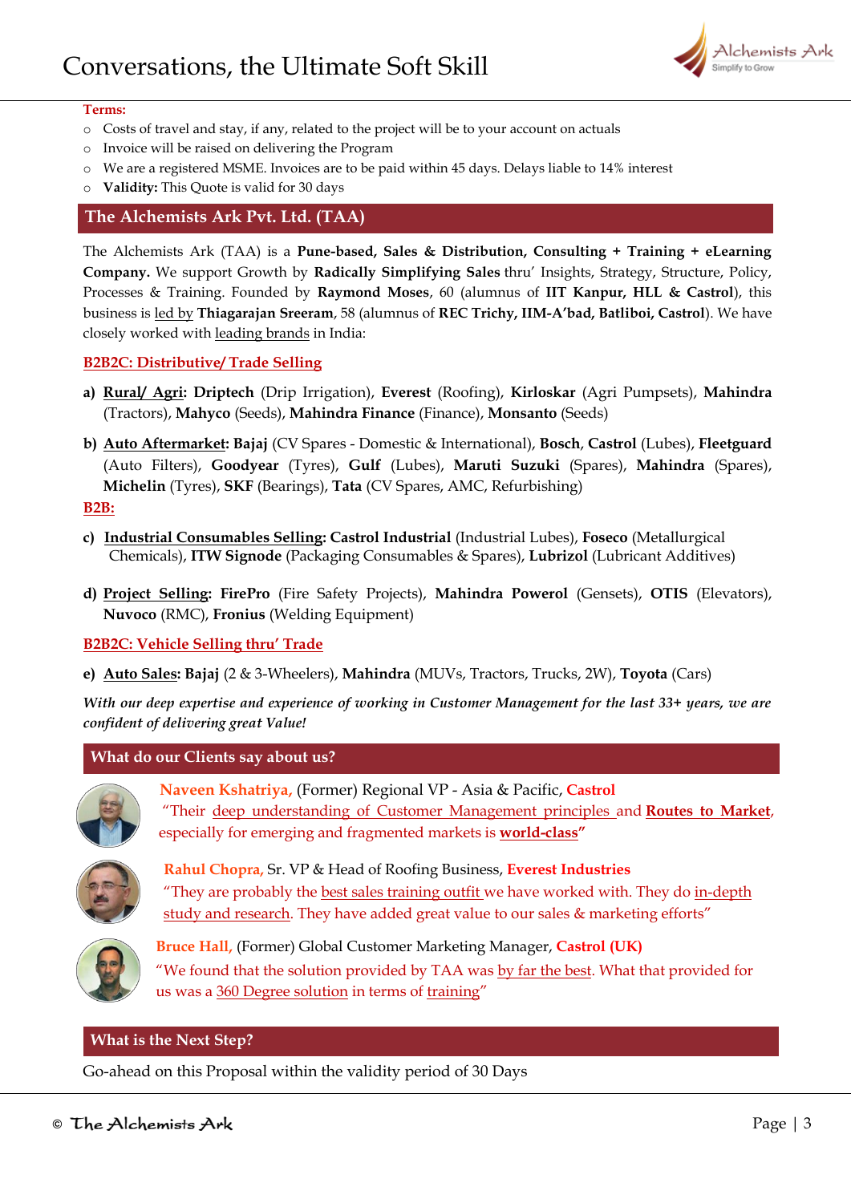**Terms:**

- Costs of travel and stay, if any, related to the project will be to your account on actuals
- Invoice will be raised on delivering the Program
- We are a registered MSME. Invoices are to be paid within 45 days. Delays liable to 14% interest
- **Validity:** This Quote is valid for 30 days

## The Alchemists Ark Pvt. Ltd. (TAA)

The Alchemists Ark (TAA) is a **Pune-based, Sales & Distribution, Consulting + Training + eLearning Company.** We support Growth by **Radically Simplifying Sales** thru' Insights, Strategy, Structure, Policy, Processes & Training. Founded by **Raymond Moses**, 60 (alumnus of **IIT Kanpur, HLL & Castrol**), this business is led by **Thiagarajan Sreeram**, 58 (alumnus of **REC Trichy, IIM-A'bad, Batliboi, Castrol**). We have closely worked with leading brands in India:

**B2B2C: Distributive/ Trade Selling**

a) **Rural/ Agri: Driptech** (Drip Irrigation), **Everest** (Roofing), **Kirloskar** (Agri Pumpsets), **Mahindra** (Tractors), **Mahyco** (Seeds), **Mahindra Finance** (Finance), **Monsanto** (Seeds)

b) **Auto Aftermarket: Bajaj** (CV Spares - Domestic & International), **Bosch**, **Castrol** (Lubes), **Fleetguard** (Auto Filters), **Goodyear** (Tyres), **Gulf** (Lubes), **Maruti Suzuki** (Spares), **Mahindra** (Spares), **Michelin** (Tyres), **SKF** (Bearings), **Tata** (CV Spares, AMC, Refurbishing)

**B2B:**

c) **Industrial Consumables Selling: Castrol Industrial** (Industrial Lubes), **Foseco** (Metallurgical Chemicals), **ITW Signode** (Packaging Consumables & Spares), **Lubrizol** (Lubricant Additives)

d) **Project Selling: FirePro** (Fire Safety Projects), **Mahindra Powerol** (Gensets), **OTIS** (Elevators), **Nuvoco** (RMC), **Fronius** (Welding Equipment)

**B2B2C: Vehicle Selling thru' Trade**

e) **Auto Sales: Bajaj** (2 & 3-Wheelers), **Mahindra** (MUVs, Tractors, Trucks, 2W), **Toyota** (Cars)

***With our deep expertise and experience of working in Customer Management for the last 33+ years, we are confident of delivering great Value!***

## What do our Clients say about us?

**Naveen Kshatriya,** (Former) Regional VP - Asia & Pacific, **Castrol**
"Their deep understanding of Customer Management principles and **Routes to Market**, especially for emerging and fragmented markets is **world-class**"

**Rahul Chopra,** Sr. VP & Head of Roofing Business, **Everest Industries**
"They are probably the best sales training outfit we have worked with. They do in-depth study and research. They have added great value to our sales & marketing efforts"

**Bruce Hall,** (Former) Global Customer Marketing Manager, **Castrol (UK)**
"We found that the solution provided by TAA was by far the best. What that provided for us was a 360 Degree solution in terms of training"

## What is the Next Step?

Go-ahead on this Proposal within the validity period of 30 Days